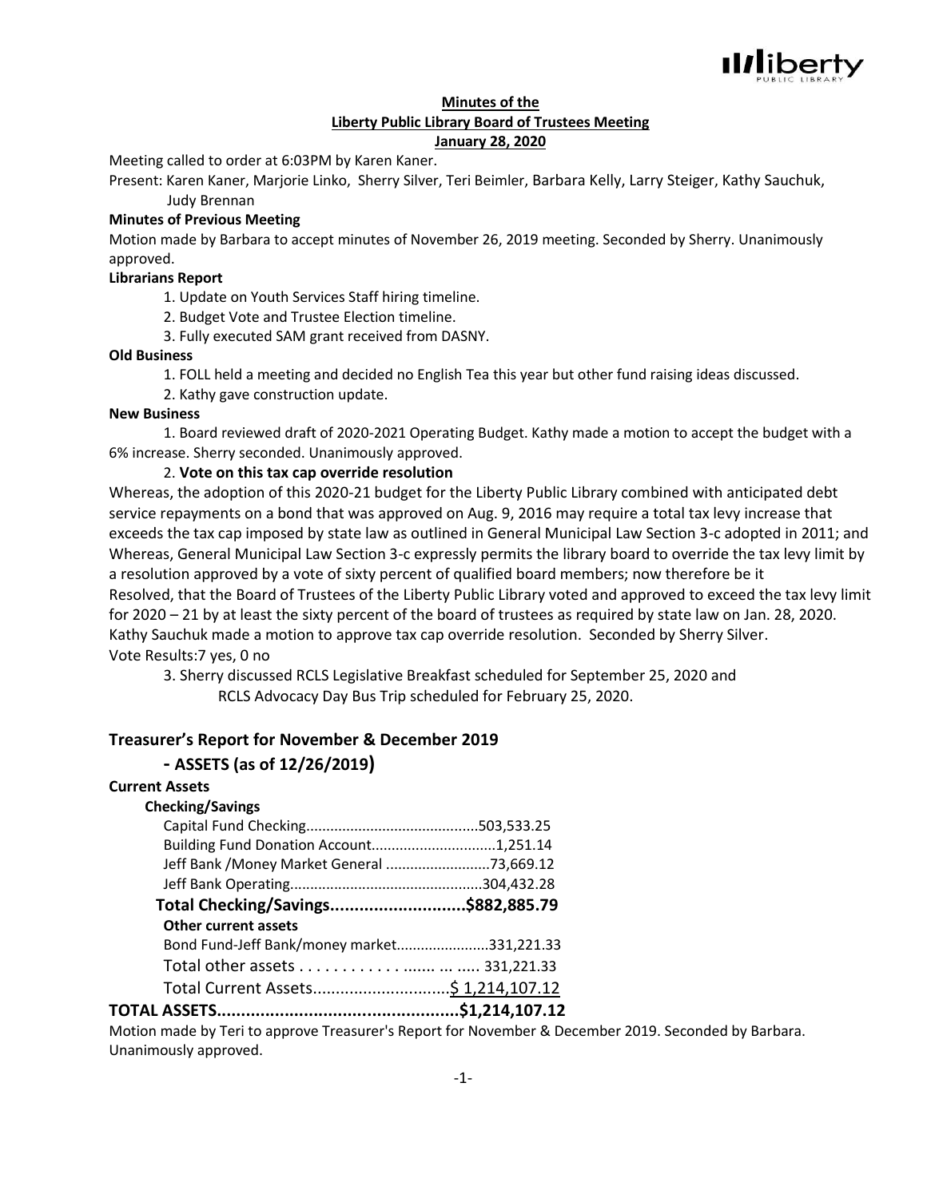# Minutes of the
# Liberty Public Library Board of Trustees Meeting
## January 28, 2020

Meeting called to order at 6:03PM by Karen Kaner.

Present: Karen Kaner, Marjorie Linko, Sherry Silver, Teri Beimler, Barbara Kelly, Larry Steiger, Kathy Sauchuk, Judy Brennan

**Minutes of Previous Meeting**

Motion made by Barbara to accept minutes of November 26, 2019 meeting. Seconded by Sherry. Unanimously approved.

**Librarians Report**

1. Update on Youth Services Staff hiring timeline.
2. Budget Vote and Trustee Election timeline.
3. Fully executed SAM grant received from DASNY.

**Old Business**

1. FOLL held a meeting and decided no English Tea this year but other fund raising ideas discussed.
2. Kathy gave construction update.

**New Business**

1. Board reviewed draft of 2020-2021 Operating Budget. Kathy made a motion to accept the budget with a 6% increase. Sherry seconded. Unanimously approved.
2. **Vote on this tax cap override resolution**

Whereas, the adoption of this 2020-21 budget for the Liberty Public Library combined with anticipated debt service repayments on a bond that was approved on Aug. 9, 2016 may require a total tax levy increase that exceeds the tax cap imposed by state law as outlined in General Municipal Law Section 3-c adopted in 2011; and Whereas, General Municipal Law Section 3-c expressly permits the library board to override the tax levy limit by a resolution approved by a vote of sixty percent of qualified board members; now therefore be it Resolved, that the Board of Trustees of the Liberty Public Library voted and approved to exceed the tax levy limit for 2020 – 21 by at least the sixty percent of the board of trustees as required by state law on Jan. 28, 2020. Kathy Sauchuk made a motion to approve tax cap override resolution. Seconded by Sherry Silver.
Vote Results:7 yes, 0 no

3. Sherry discussed RCLS Legislative Breakfast scheduled for September 25, 2020 and RCLS Advocacy Day Bus Trip scheduled for February 25, 2020.

## Treasurer's Report for November & December 2019

### - ASSETS (as of 12/26/2019)

**Current Assets**

**Checking/Savings**

Capital Fund Checking..........................................503,533.25
Building Fund Donation Account..............................1,251.14
Jeff Bank /Money Market General ..........................73,669.12
Jeff Bank Operating...............................................304,432.28

**Total Checking/Savings...........................$882,885.79**

**Other current assets**

Bond Fund-Jeff Bank/money market.......................331,221.33
Total other assets . . . . . . . . . . . ....... ... ..... 331,221.33
Total Current Assets..............................$ 1,214,107.12

**TOTAL ASSETS.................................................$1,214,107.12**

Motion made by Teri to approve Treasurer's Report for November & December 2019. Seconded by Barbara. Unanimously approved.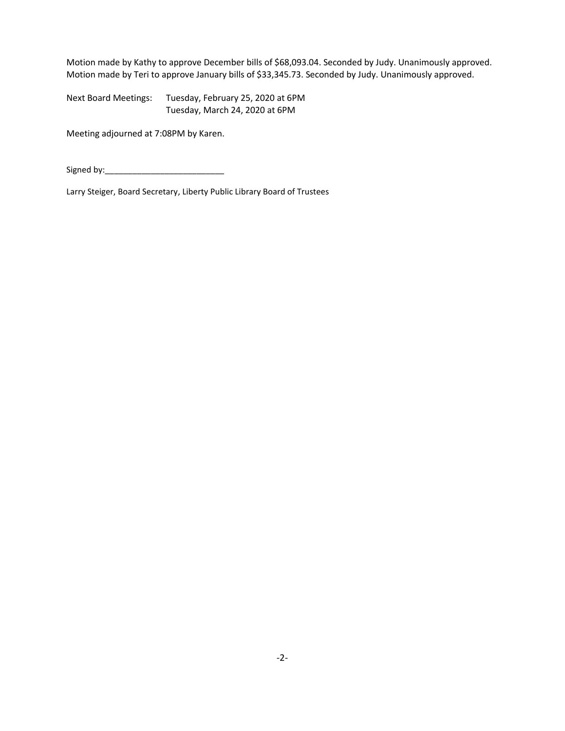Motion made by Kathy to approve December bills of $68,093.04. Seconded by Judy. Unanimously approved.
Motion made by Teri to approve January bills of $33,345.73. Seconded by Judy. Unanimously approved.

Next Board Meetings: Tuesday, February 25, 2020 at 6PM
Tuesday, March 24, 2020 at 6PM

Meeting adjourned at 7:08PM by Karen.

Signed by:__________________________

Larry Steiger, Board Secretary, Liberty Public Library Board of Trustees